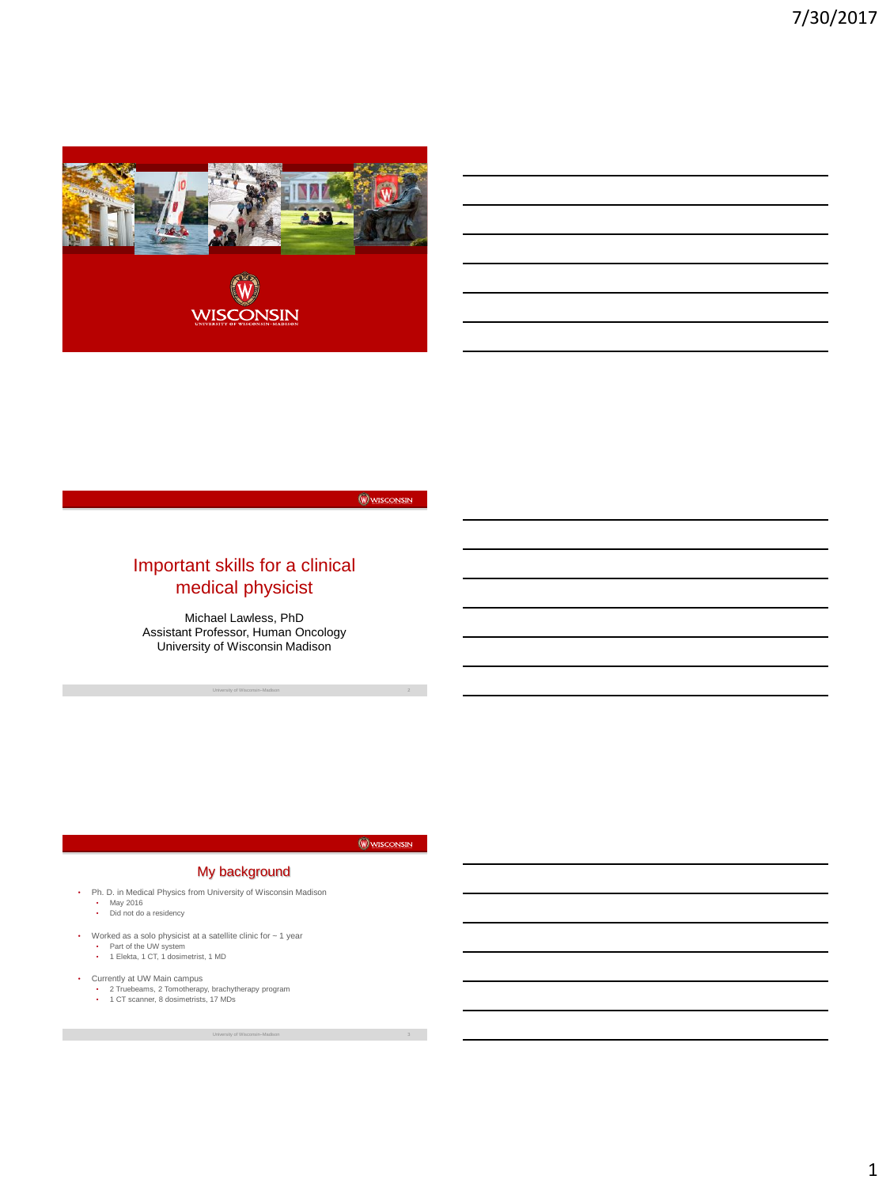# Important skills for a clinical medical physicist

Michael Lawless, PhD
Assistant Professor, Human Oncology
University of Wisconsin Madison

## My background

- Ph. D. in Medical Physics from University of Wisconsin Madison
  - May 2016
  - Did not do a residency
- Worked as a solo physicist at a satellite clinic for ~ 1 year
  - Part of the UW system
  - 1 Elekta, 1 CT, 1 dosimetrist, 1 MD
- Currently at UW Main campus
  - 2 Truebeams, 2 Tomotherapy, brachytherapy program
  - 1 CT scanner, 8 dosimetrists, 17 MDs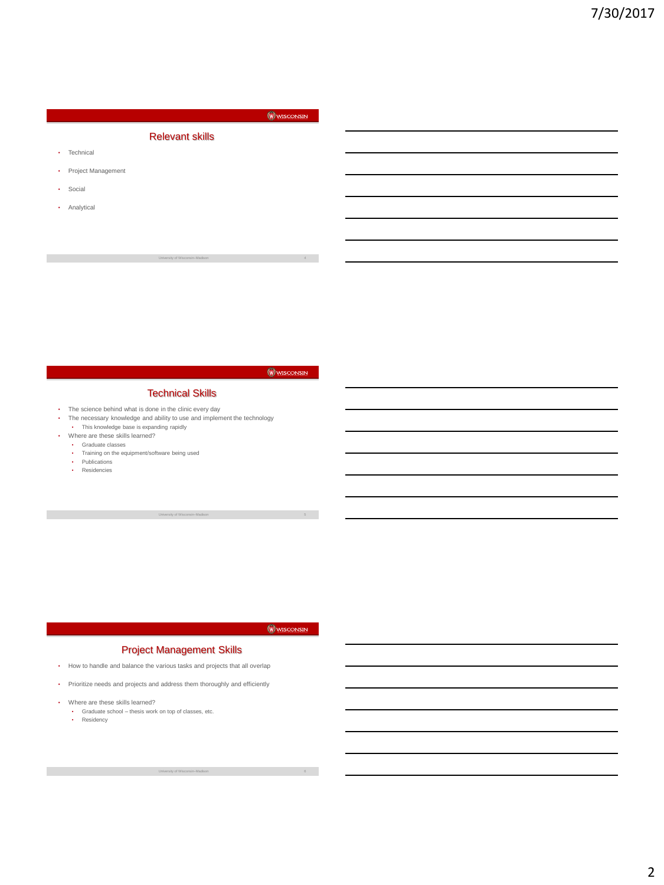## Relevant skills

- Technical
- Project Management
- Social
- Analytical

## Technical Skills

- The science behind what is done in the clinic every day
- The necessary knowledge and ability to use and implement the technology
  - This knowledge base is expanding rapidly
- Where are these skills learned?
  - Graduate classes
  - Training on the equipment/software being used
  - Publications
  - Residencies

## Project Management Skills

- How to handle and balance the various tasks and projects that all overlap
- Prioritize needs and projects and address them thoroughly and efficiently
- Where are these skills learned?
  - Graduate school – thesis work on top of classes, etc.
  - Residency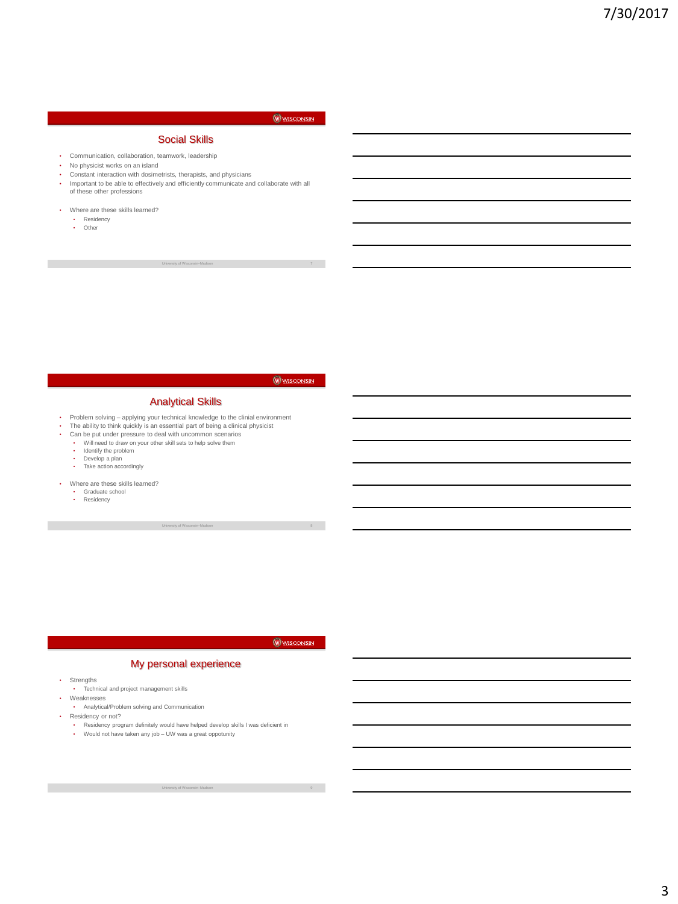## Social Skills

- Communication, collaboration, teamwork, leadership
- No physicist works on an island
- Constant interaction with dosimetrists, therapists, and physicians
- Important to be able to effectively and efficiently communicate and collaborate with all of these other professions
- Where are these skills learned?
  - Residency
  - Other

## Analytical Skills

- Problem solving – applying your technical knowledge to the clinial environment
- The ability to think quickly is an essential part of being a clinical physicist
- Can be put under pressure to deal with uncommon scenarios
  - Will need to draw on your other skill sets to help solve them
  - Identify the problem
  - Develop a plan
  - Take action accordingly
- Where are these skills learned?
  - Graduate school
  - Residency

## My personal experience

- Strengths
  - Technical and project management skills
- Weaknesses
  - Analytical/Problem solving and Communication
- Residency or not?
  - Residency program definitely would have helped develop skills I was deficient in
  - Would not have taken any job – UW was a great oppotunity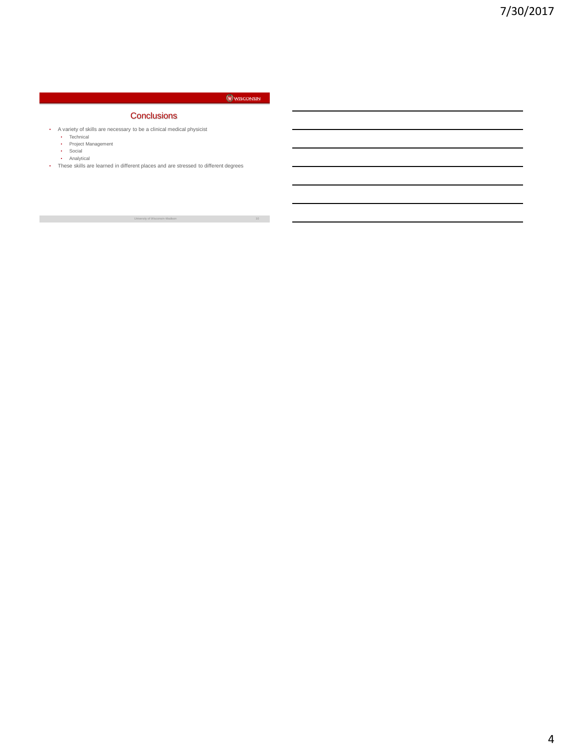## Conclusions

- A variety of skills are necessary to be a clinical medical physicist
  - Technical
  - Project Management
  - Social
  - Analytical
- These skills are learned in different places and are stressed to different degrees